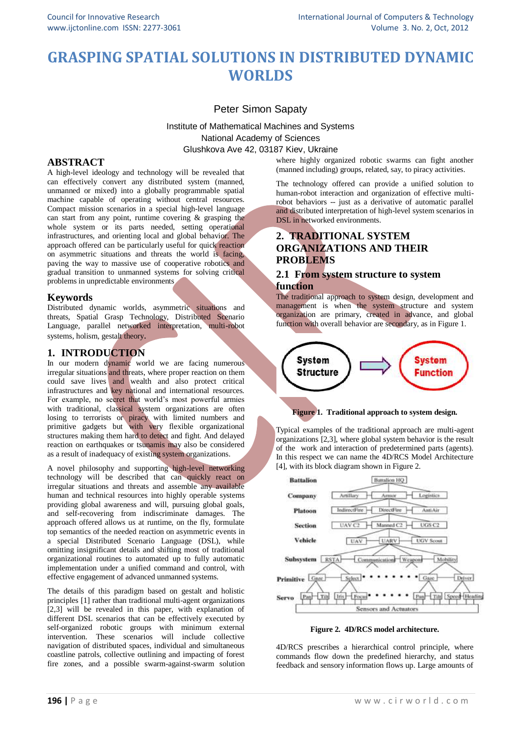# GRASPING SPATIAL SOLUTIONS IN DISTRIBUTED DYNAMIC WORLDS

Peter Simon Sapaty

Institute of Mathematical Machines and Systems
National Academy of Sciences
Glushkova Ave 42, 03187 Kiev, Ukraine

## ABSTRACT

A high-level ideology and technology will be revealed that can effectively convert any distributed system (manned, unmanned or mixed) into a globally programmable spatial machine capable of operating without central resources. Compact mission scenarios in a special high-level language can start from any point, runtime covering & grasping the whole system or its parts needed, setting operational infrastructures, and orienting local and global behavior. The approach offered can be particularly useful for quick reaction on asymmetric situations and threats the world is facing, paving the way to massive use of cooperative robotics and gradual transition to unmanned systems for solving critical problems in unpredictable environments

## Keywords

Distributed dynamic worlds, asymmetric situations and threats, Spatial Grasp Technology, Distributed Scenario Language, parallel networked interpretation, multi-robot systems, holism, gestalt theory.

## 1. INTRODUCTION

In our modern dynamic world we are facing numerous irregular situations and threats, where proper reaction on them could save lives and wealth and also protect critical infrastructures and key national and international resources. For example, no secret that world's most powerful armies with traditional, classical system organizations are often losing to terrorists or piracy with limited numbers and primitive gadgets but with very flexible organizational structures making them hard to detect and fight. And delayed reaction on earthquakes or tsunamis may also be considered as a result of inadequacy of existing system organizations.

A novel philosophy and supporting high-level networking technology will be described that can quickly react on irregular situations and threats and assemble any available human and technical resources into highly operable systems providing global awareness and will, pursuing global goals, and self-recovering from indiscriminate damages. The approach offered allows us at runtime, on the fly, formulate top semantics of the needed reaction on asymmetric events in a special Distributed Scenario Language (DSL), while omitting insignificant details and shifting most of traditional organizational routines to automated up to fully automatic implementation under a unified command and control, with effective engagement of advanced unmanned systems.

The details of this paradigm based on gestalt and holistic principles [1] rather than traditional multi-agent organizations [2,3] will be revealed in this paper, with explanation of different DSL scenarios that can be effectively executed by self-organized robotic groups with minimum external intervention. These scenarios will include collective navigation of distributed spaces, individual and simultaneous coastline patrols, collective outlining and impacting of forest fire zones, and a possible swarm-against-swarm solution where highly organized robotic swarms can fight another (manned including) groups, related, say, to piracy activities.

The technology offered can provide a unified solution to human-robot interaction and organization of effective multi-robot behaviors -- just as a derivative of automatic parallel and distributed interpretation of high-level system scenarios in DSL in networked environments.

## 2. TRADITIONAL SYSTEM ORGANIZATIONS AND THEIR PROBLEMS

### 2.1 From system structure to system function

The traditional approach to system design, development and management is when the system structure and system organization are primary, created in advance, and global function with overall behavior are secondary, as in Figure 1.

System Structure → System Function

**Figure 1. Traditional approach to system design.**

Typical examples of the traditional approach are multi-agent organizations [2,3], where global system behavior is the result of the work and interaction of predetermined parts (agents). In this respect we can name the 4D/RCS Model Architecture [4], with its block diagram shown in Figure 2.

Battalion: Batalion HQ
Company: Artillary, Armor, Logistics
Platoon: IndirectFire, DirectFire, AntiAir
Section: UAV C2, Manned C2, UGS C2
Vehicle: UAV, UARV, UGV Scout
Subsystem: RSTA, Communication, Weapons, Mobility
Primitive: Gaze, Select, Gaze, Driver
Servo: Pan, Tilt, Iris, Focus, Pan, Tilt, Speed, Heading
Sensors and Actuators

**Figure 2. 4D/RCS model architecture.**

4D/RCS prescribes a hierarchical control principle, where commands flow down the predefined hierarchy, and status feedback and sensory information flows up. Large amounts of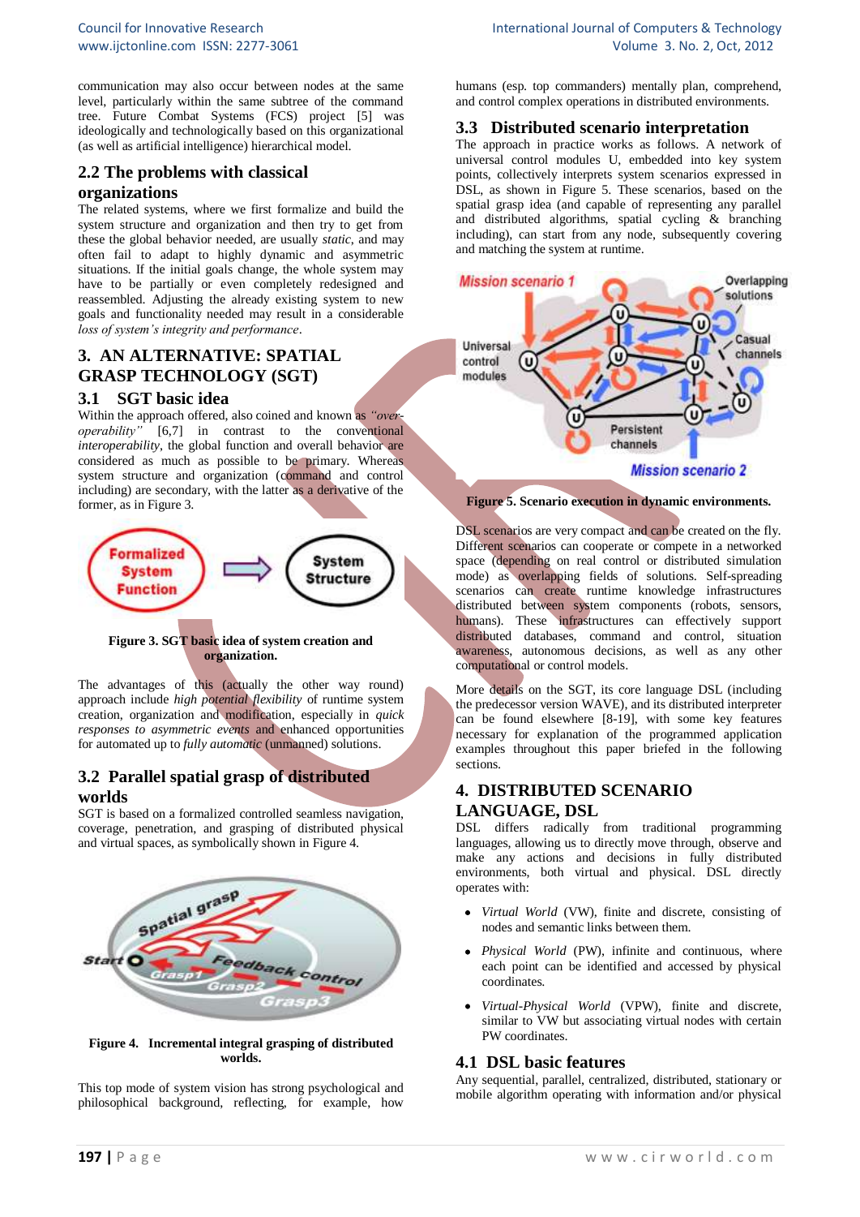communication may also occur between nodes at the same level, particularly within the same subtree of the command tree. Future Combat Systems (FCS) project [5] was ideologically and technologically based on this organizational (as well as artificial intelligence) hierarchical model.

## 2.2 The problems with classical organizations

The related systems, where we first formalize and build the system structure and organization and then try to get from these the global behavior needed, are usually *static*, and may often fail to adapt to highly dynamic and asymmetric situations. If the initial goals change, the whole system may have to be partially or even completely redesigned and reassembled. Adjusting the already existing system to new goals and functionality needed may result in a considerable *loss of system's integrity and performance*.

# 3. AN ALTERNATIVE: SPATIAL GRASP TECHNOLOGY (SGT)

## 3.1 SGT basic idea

Within the approach offered, also coined and known as *"over-operability"* [6,7] in contrast to the conventional *interoperability*, the global function and overall behavior are considered as much as possible to be primary. Whereas system structure and organization (command and control including) are secondary, with the latter as a derivative of the former, as in Figure 3.

**Figure 3. SGT basic idea of system creation and organization.**

The advantages of this (actually the other way round) approach include *high potential flexibility* of runtime system creation, organization and modification, especially in *quick responses to asymmetric events* and enhanced opportunities for automated up to *fully automatic* (unmanned) solutions.

## 3.2 Parallel spatial grasp of distributed worlds

SGT is based on a formalized controlled seamless navigation, coverage, penetration, and grasping of distributed physical and virtual spaces, as symbolically shown in Figure 4.

**Figure 4. Incremental integral grasping of distributed worlds.**

This top mode of system vision has strong psychological and philosophical background, reflecting, for example, how humans (esp. top commanders) mentally plan, comprehend, and control complex operations in distributed environments.

## 3.3 Distributed scenario interpretation

The approach in practice works as follows. A network of universal control modules U, embedded into key system points, collectively interprets system scenarios expressed in DSL, as shown in Figure 5. These scenarios, based on the spatial grasp idea (and capable of representing any parallel and distributed algorithms, spatial cycling & branching including), can start from any node, subsequently covering and matching the system at runtime.

**Figure 5. Scenario execution in dynamic environments.**

DSL scenarios are very compact and can be created on the fly. Different scenarios can cooperate or compete in a networked space (depending on real control or distributed simulation mode) as overlapping fields of solutions. Self-spreading scenarios can create runtime knowledge infrastructures distributed between system components (robots, sensors, humans). These infrastructures can effectively support distributed databases, command and control, situation awareness, autonomous decisions, as well as any other computational or control models.

More details on the SGT, its core language DSL (including the predecessor version WAVE), and its distributed interpreter can be found elsewhere [8-19], with some key features necessary for explanation of the programmed application examples throughout this paper briefed in the following sections.

# 4. DISTRIBUTED SCENARIO LANGUAGE, DSL

DSL differs radically from traditional programming languages, allowing us to directly move through, observe and make any actions and decisions in fully distributed environments, both virtual and physical. DSL directly operates with:

- *Virtual World* (VW), finite and discrete, consisting of nodes and semantic links between them.
- *Physical World* (PW), infinite and continuous, where each point can be identified and accessed by physical coordinates.
- *Virtual-Physical World* (VPW), finite and discrete, similar to VW but associating virtual nodes with certain PW coordinates.

## 4.1 DSL basic features

Any sequential, parallel, centralized, distributed, stationary or mobile algorithm operating with information and/or physical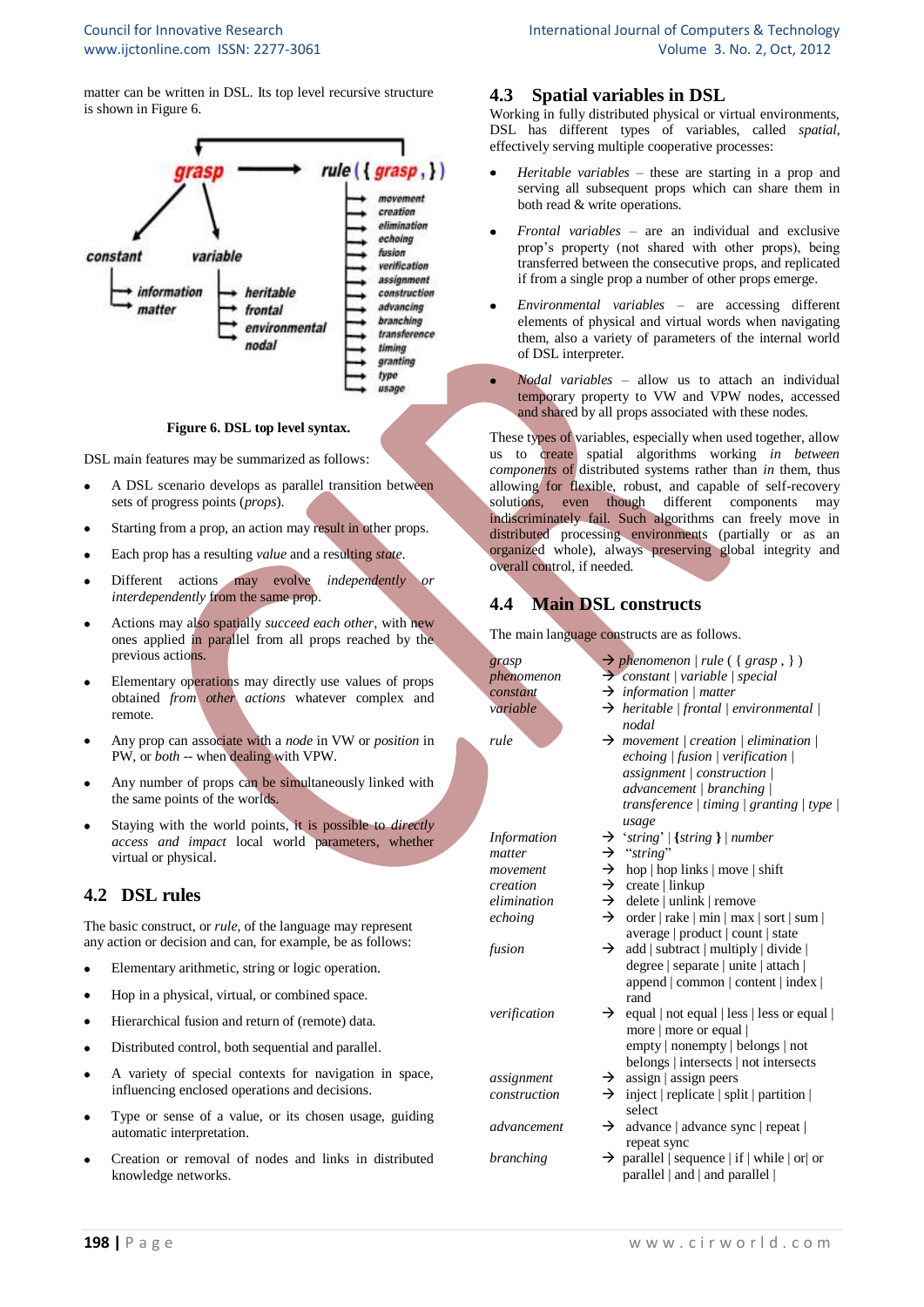matter can be written in DSL. Its top level recursive structure is shown in Figure 6.

```
grasp  ───────►  rule ( { grasp , } )
 /    \                 ├─► movement
constant  variable      ├─► creation
 ├─► information  ├─► heritable    ├─► elimination
 └─► matter       ├─► frontal      ├─► echoing
                  ├─► environmental├─► fusion
                  └─► nodal        ├─► verification
                                   ├─► assignment
                                   ├─► construction
                                   ├─► advancing
                                   ├─► branching
                                   ├─► transference
                                   ├─► timing
                                   ├─► granting
                                   ├─► type
                                   └─► usage
```

**Figure 6. DSL top level syntax.**

DSL main features may be summarized as follows:

- A DSL scenario develops as parallel transition between sets of progress points (*props*).
- Starting from a prop, an action may result in other props.
- Each prop has a resulting *value* and a resulting *state*.
- Different actions may evolve *independently or interdependently* from the same prop.
- Actions may also spatially *succeed each other*, with new ones applied in parallel from all props reached by the previous actions.
- Elementary operations may directly use values of props obtained *from other actions* whatever complex and remote.
- Any prop can associate with a *node* in VW or *position* in PW, or *both* -- when dealing with VPW.
- Any number of props can be simultaneously linked with the same points of the worlds.
- Staying with the world points, it is possible to *directly access and impact* local world parameters, whether virtual or physical.

## 4.2 DSL rules

The basic construct, or *rule*, of the language may represent any action or decision and can, for example, be as follows:

- Elementary arithmetic, string or logic operation.
- Hop in a physical, virtual, or combined space.
- Hierarchical fusion and return of (remote) data.
- Distributed control, both sequential and parallel.
- A variety of special contexts for navigation in space, influencing enclosed operations and decisions.
- Type or sense of a value, or its chosen usage, guiding automatic interpretation.
- Creation or removal of nodes and links in distributed knowledge networks.

## 4.3 Spatial variables in DSL

Working in fully distributed physical or virtual environments, DSL has different types of variables, called *spatial*, effectively serving multiple cooperative processes:

- *Heritable variables* – these are starting in a prop and serving all subsequent props which can share them in both read & write operations.
- *Frontal variables* – are an individual and exclusive prop's property (not shared with other props), being transferred between the consecutive props, and replicated if from a single prop a number of other props emerge.
- *Environmental variables* – are accessing different elements of physical and virtual words when navigating them, also a variety of parameters of the internal world of DSL interpreter.
- *Nodal variables* – allow us to attach an individual temporary property to VW and VPW nodes, accessed and shared by all props associated with these nodes.

These types of variables, especially when used together, allow us to create spatial algorithms working *in between components* of distributed systems rather than *in* them, thus allowing for flexible, robust, and capable of self-recovery solutions, even though different components may indiscriminately fail. Such algorithms can freely move in distributed processing environments (partially or as an organized whole), always preserving global integrity and overall control, if needed.

## 4.4 Main DSL constructs

The main language constructs are as follows.

*grasp* → *phenomenon* | *rule* ( { *grasp* , } )
*phenomenon* → *constant* | *variable* | *special*
*constant* → *information* | *matter*
*variable* → *heritable* | *frontal* | *environmental* | *nodal*
*rule* → *movement* | *creation* | *elimination* | *echoing* | *fusion* | *verification* | *assignment* | *construction* | *advancement* | *branching* | *transference* | *timing* | *granting* | *type* | *usage*
*Information* → '*string*' | {*string* } | *number*
*matter* → "*string*"
*movement* → hop | hop links | move | shift
*creation* → create | linkup
*elimination* → delete | unlink | remove
*echoing* → order | rake | min | max | sort | sum | average | product | count | state
*fusion* → add | subtract | multiply | divide | degree | separate | unite | attach | append | common | content | index | rand
*verification* → equal | not equal | less | less or equal | more | more or equal | empty | nonempty | belongs | not belongs | intersects | not intersects
*assignment* → assign | assign peers
*construction* → inject | replicate | split | partition | select
*advancement* → advance | advance sync | repeat | repeat sync
*branching* → parallel | sequence | if | while | or| or parallel | and | and parallel |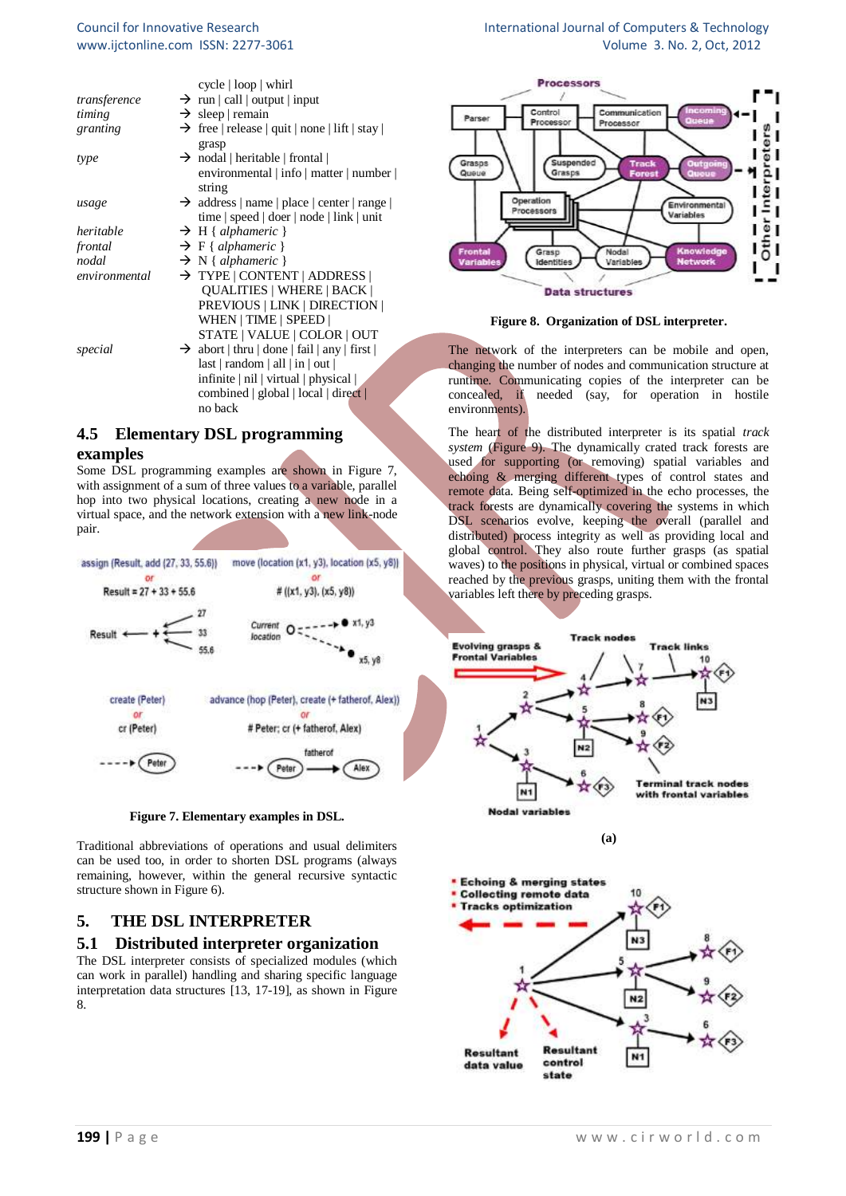| | |
|---|---|
| | cycle \| loop \| whirl |
| *transference* | → run \| call \| output \| input |
| *timing* | → sleep \| remain |
| *granting* | → free \| release \| quit \| none \| lift \| stay \| grasp |
| *type* | → nodal \| heritable \| frontal \| environmental \| info \| matter \| number \| string |
| *usage* | → address \| name \| place \| center \| range \| time \| speed \| doer \| node \| link \| unit |
| *heritable* | → H { *alphameric* } |
| *frontal* | → F { *alphameric* } |
| *nodal* | → N { *alphameric* } |
| *environmental* | → TYPE \| CONTENT \| ADDRESS \| QUALITIES \| WHERE \| BACK \| PREVIOUS \| LINK \| DIRECTION \| WHEN \| TIME \| SPEED \| STATE \| VALUE \| COLOR \| OUT |
| *special* | → abort \| thru \| done \| fail \| any \| first \| last \| random \| all \| in \| out \| infinite \| nil \| virtual \| physical \| combined \| global \| local \| direct \| no back |

## 4.5 Elementary DSL programming examples

Some DSL programming examples are shown in Figure 7, with assignment of a sum of three values to a variable, parallel hop into two physical locations, creating a new node in a virtual space, and the network extension with a new link-node pair.

Figure 7. Elementary examples in DSL.

Traditional abbreviations of operations and usual delimiters can be used too, in order to shorten DSL programs (always remaining, however, within the general recursive syntactic structure shown in Figure 6).

# 5. THE DSL INTERPRETER

## 5.1 Distributed interpreter organization

The DSL interpreter consists of specialized modules (which can work in parallel) handling and sharing specific language interpretation data structures [13, 17-19], as shown in Figure 8.

Figure 8. Organization of DSL interpreter.

The network of the interpreters can be mobile and open, changing the number of nodes and communication structure at runtime. Communicating copies of the interpreter can be concealed, if needed (say, for operation in hostile environments).

The heart of the distributed interpreter is its spatial *track system* (Figure 9). The dynamically crated track forests are used for supporting (or removing) spatial variables and echoing & merging different types of control states and remote data. Being self-optimized in the echo processes, the track forests are dynamically covering the systems in which DSL scenarios evolve, keeping the overall (parallel and distributed) process integrity as well as providing local and global control. They also route further grasps (as spatial waves) to the positions in physical, virtual or combined spaces reached by the previous grasps, uniting them with the frontal variables left there by preceding grasps.

(a)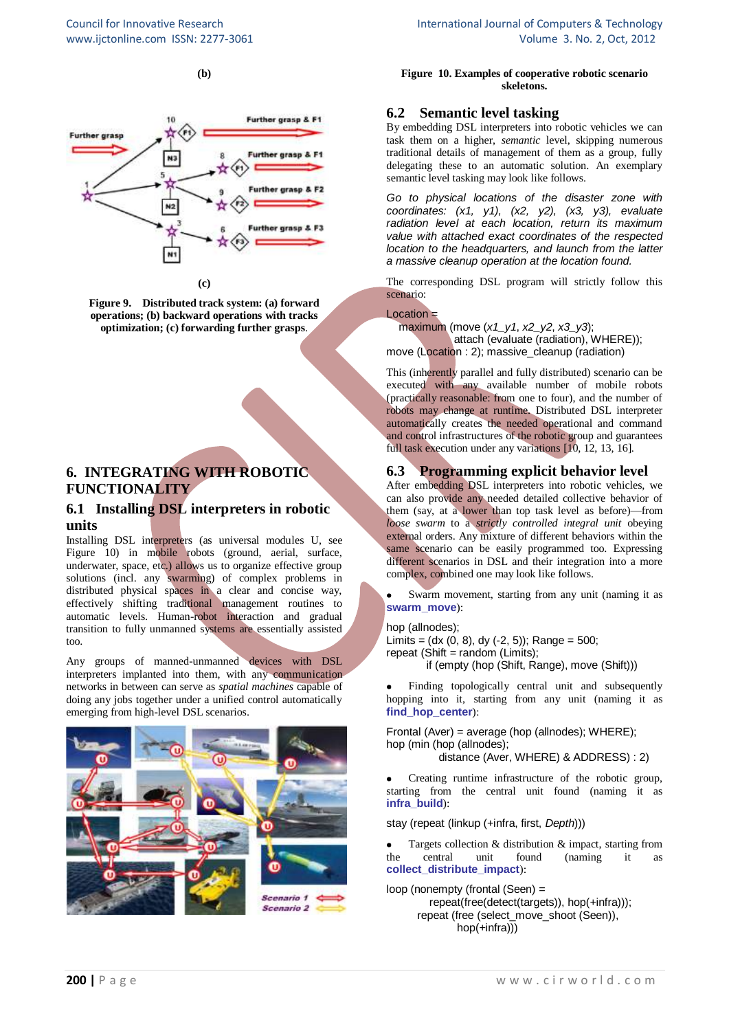(b)

(c)

**Figure 9. Distributed track system: (a) forward operations; (b) backward operations with tracks optimization; (c) forwarding further grasps.**

## 6. INTEGRATING WITH ROBOTIC FUNCTIONALITY

### 6.1 Installing DSL interpreters in robotic units

Installing DSL interpreters (as universal modules U, see Figure 10) in mobile robots (ground, aerial, surface, underwater, space, etc.) allows us to organize effective group solutions (incl. any swarming) of complex problems in distributed physical spaces in a clear and concise way, effectively shifting traditional management routines to automatic levels. Human-robot interaction and gradual transition to fully unmanned systems are essentially assisted too.

Any groups of manned-unmanned devices with DSL interpreters implanted into them, with any communication networks in between can serve as *spatial machines* capable of doing any jobs together under a unified control automatically emerging from high-level DSL scenarios.

**Figure 10. Examples of cooperative robotic scenario skeletons.**

### 6.2 Semantic level tasking

By embedding DSL interpreters into robotic vehicles we can task them on a higher, *semantic* level, skipping numerous traditional details of management of them as a group, fully delegating these to an automatic solution. An exemplary semantic level tasking may look like follows.

*Go to physical locations of the disaster zone with coordinates: (x1, y1), (x2, y2), (x3, y3), evaluate radiation level at each location, return its maximum value with attached exact coordinates of the respected location to the headquarters, and launch from the latter a massive cleanup operation at the location found.*

The corresponding DSL program will strictly follow this scenario:

```
Location =
   maximum (move (x1_y1, x2_y2, x3_y3);
              attach (evaluate (radiation), WHERE));
move (Location : 2); massive_cleanup (radiation)
```

This (inherently parallel and fully distributed) scenario can be executed with any available number of mobile robots (practically reasonable: from one to four), and the number of robots may change at runtime. Distributed DSL interpreter automatically creates the needed operational and command and control infrastructures of the robotic group and guarantees full task execution under any variations [10, 12, 13, 16].

### 6.3 Programming explicit behavior level

After embedding DSL interpreters into robotic vehicles, we can also provide any needed detailed collective behavior of them (say, at a lower than top task level as before)—from *loose swarm* to a *strictly controlled integral unit* obeying external orders. Any mixture of different behaviors within the same scenario can be easily programmed too. Expressing different scenarios in DSL and their integration into a more complex, combined one may look like follows.

- Swarm movement, starting from any unit (naming it as **swarm_move**):

```
hop (allnodes);
Limits = (dx (0, 8), dy (-2, 5)); Range = 500;
repeat (Shift = random (Limits);
        if (empty (hop (Shift, Range), move (Shift)))
```

- Finding topologically central unit and subsequently hopping into it, starting from any unit (naming it as **find_hop_center**):

```
Frontal (Aver) = average (hop (allnodes); WHERE);
hop (min (hop (allnodes);
          distance (Aver, WHERE) & ADDRESS) : 2)
```

- Creating runtime infrastructure of the robotic group, starting from the central unit found (naming it as **infra_build**):

```
stay (repeat (linkup (+infra, first, Depth)))
```

- Targets collection & distribution & impact, starting from the central unit found (naming it as **collect_distribute_impact**):

```
loop (nonempty (frontal (Seen) =
        repeat(free(detect(targets)), hop(+infra)));
      repeat (free (select_move_shoot (Seen)),
              hop(+infra)))
```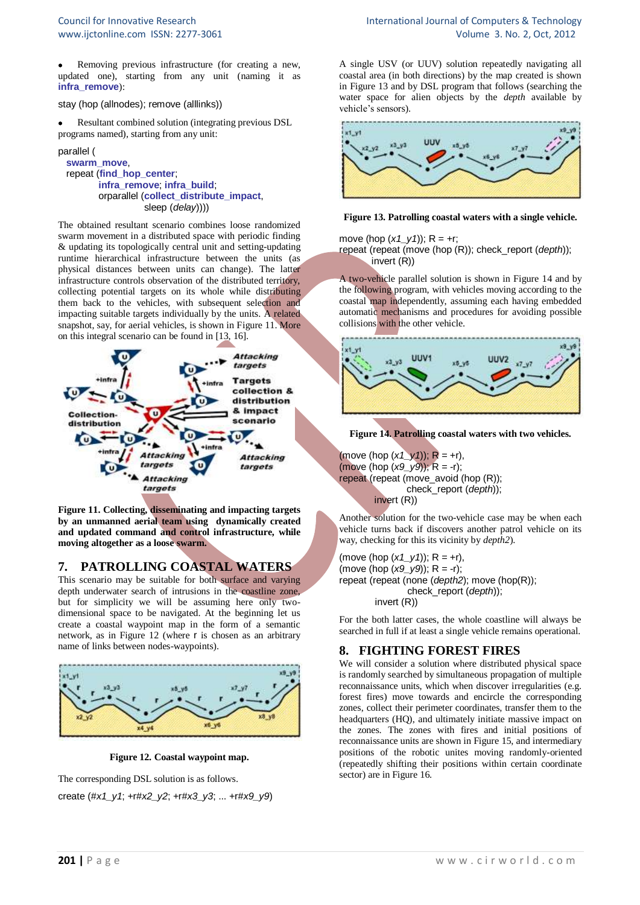- Removing previous infrastructure (for creating a new, updated one), starting from any unit (naming it as **infra_remove**):

stay (hop (allnodes); remove (alllinks))

- Resultant combined solution (integrating previous DSL programs named), starting from any unit:

```
parallel (
  swarm_move,
  repeat (find_hop_center;
          infra_remove; infra_build;
          orparallel (collect_distribute_impact,
                      sleep (delay))))
```

The obtained resultant scenario combines loose randomized swarm movement in a distributed space with periodic finding & updating its topologically central unit and setting-updating runtime hierarchical infrastructure between the units (as physical distances between units can change). The latter infrastructure controls observation of the distributed territory, collecting potential targets on its way while distributing them back to the vehicles, with subsequent selection and impacting suitable targets individually by the units. A related snapshot, say, for aerial vehicles, is shown in Figure 11. More on this integral scenario can be found in [13, 16].

**Figure 11. Collecting, disseminating and impacting targets by an unmanned aerial team using dynamically created and updated command and control infrastructure, while moving altogether as a loose swarm.**

## 7. PATROLLING COASTAL WATERS

This scenario may be suitable for both surface and varying depth underwater search of intrusions in the coastline zone, but for simplicity we will be assuming here only two-dimensional space to be navigated. At the beginning let us create a coastal waypoint map in the form of a semantic network, as in Figure 12 (where r is chosen as an arbitrary name of links between nodes-waypoints).

**Figure 12. Coastal waypoint map.**

The corresponding DSL solution is as follows.

create (*#x1_y1*; +r#*x2_y2*; +r#*x3_y3*; ... +r#*x9_y9*)

A single USV (or UUV) solution repeatedly navigating all coastal area (in both directions) by the map created is shown in Figure 13 and by DSL program that follows (searching the water space for alien objects by the *depth* available by vehicle's sensors).

**Figure 13. Patrolling coastal waters with a single vehicle.**

```
move (hop (x1_y1)); R = +r;
repeat (repeat (move (hop (R)); check_report (depth));
        invert (R))
```

A two-vehicle parallel solution is shown in Figure 14 and by the following program, with vehicles moving according to the coastal map independently, assuming each having embedded automatic mechanisms and procedures for avoiding possible collisions with the other vehicle.

**Figure 14. Patrolling coastal waters with two vehicles.**

```
(move (hop (x1_y1)); R = +r),
(move (hop (x9_y9)); R = -r);
repeat (repeat (move_avoid (hop (R));
                check_report (depth));
        invert (R))
```

Another solution for the two-vehicle case may be when each vehicle turns back if discovers another patrol vehicle on its way, checking for this its vicinity by *depth2*).

```
(move (hop (x1_y1)); R = +r),
(move (hop (x9_y9)); R = -r);
repeat (repeat (none (depth2); move (hop(R));
                check_report (depth));
        invert (R))
```

For the both latter cases, the whole coastline will always be searched in full if at least a single vehicle remains operational.

## 8. FIGHTING FOREST FIRES

We will consider a solution where distributed physical space is randomly searched by simultaneous propagation of multiple reconnaissance units, which when discover irregularities (e.g. forest fires) move towards and encircle the corresponding zones, collect their perimeter coordinates, transfer them to the headquarters (HQ), and ultimately initiate massive impact on the zones. The zones with fires and initial positions of reconnaissance units are shown in Figure 15, and intermediary positions of the robotic unites moving randomly-oriented (repeatedly shifting their positions within certain coordinate sector) are in Figure 16.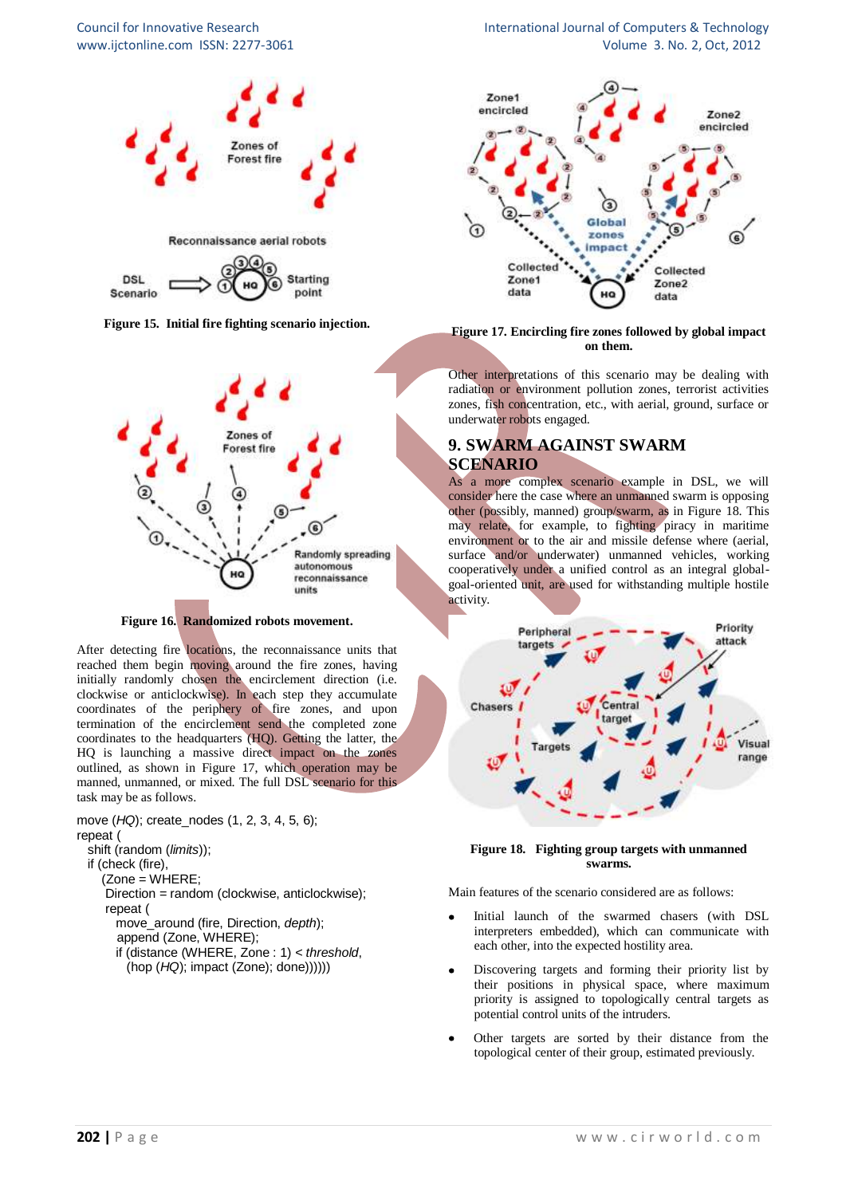Figure 15. Initial fire fighting scenario injection.

Figure 16. Randomized robots movement.

After detecting fire locations, the reconnaissance units that reached them begin moving around the fire zones, having initially randomly chosen the encirclement direction (i.e. clockwise or anticlockwise). In each step they accumulate coordinates of the periphery of fire zones, and upon termination of the encirclement send the completed zone coordinates to the headquarters (HQ). Getting the latter, the HQ is launching a massive direct impact on the zones outlined, as shown in Figure 17, which operation may be manned, unmanned, or mixed. The full DSL scenario for this task may be as follows.

```
move (HQ); create_nodes (1, 2, 3, 4, 5, 6);
repeat (
  shift (random (limits));
  if (check (fire),
     (Zone = WHERE;
      Direction = random (clockwise, anticlockwise);
      repeat (
        move_around (fire, Direction, depth);
        append (Zone, WHERE);
        if (distance (WHERE, Zone : 1) < threshold,
          (hop (HQ); impact (Zone); done))))))
```

Figure 17. Encircling fire zones followed by global impact on them.

Other interpretations of this scenario may be dealing with radiation or environment pollution zones, terrorist activities zones, fish concentration, etc., with aerial, ground, surface or underwater robots engaged.

## 9. SWARM AGAINST SWARM SCENARIO

As a more complex scenario example in DSL, we will consider here the case where an unmanned swarm is opposing other (possibly, manned) group/swarm, as in Figure 18. This may relate, for example, to fighting piracy in maritime environment or to the air and missile defense where (aerial, surface and/or underwater) unmanned vehicles, working cooperatively under a unified control as an integral global-goal-oriented unit, are used for withstanding multiple hostile activity.

Figure 18. Fighting group targets with unmanned swarms.

Main features of the scenario considered are as follows:

- Initial launch of the swarmed chasers (with DSL interpreters embedded), which can communicate with each other, into the expected hostility area.
- Discovering targets and forming their priority list by their positions in physical space, which maximum priority is assigned to topologically central targets as potential control units of the intruders.
- Other targets are sorted by their distance from the topological center of their group, estimated previously.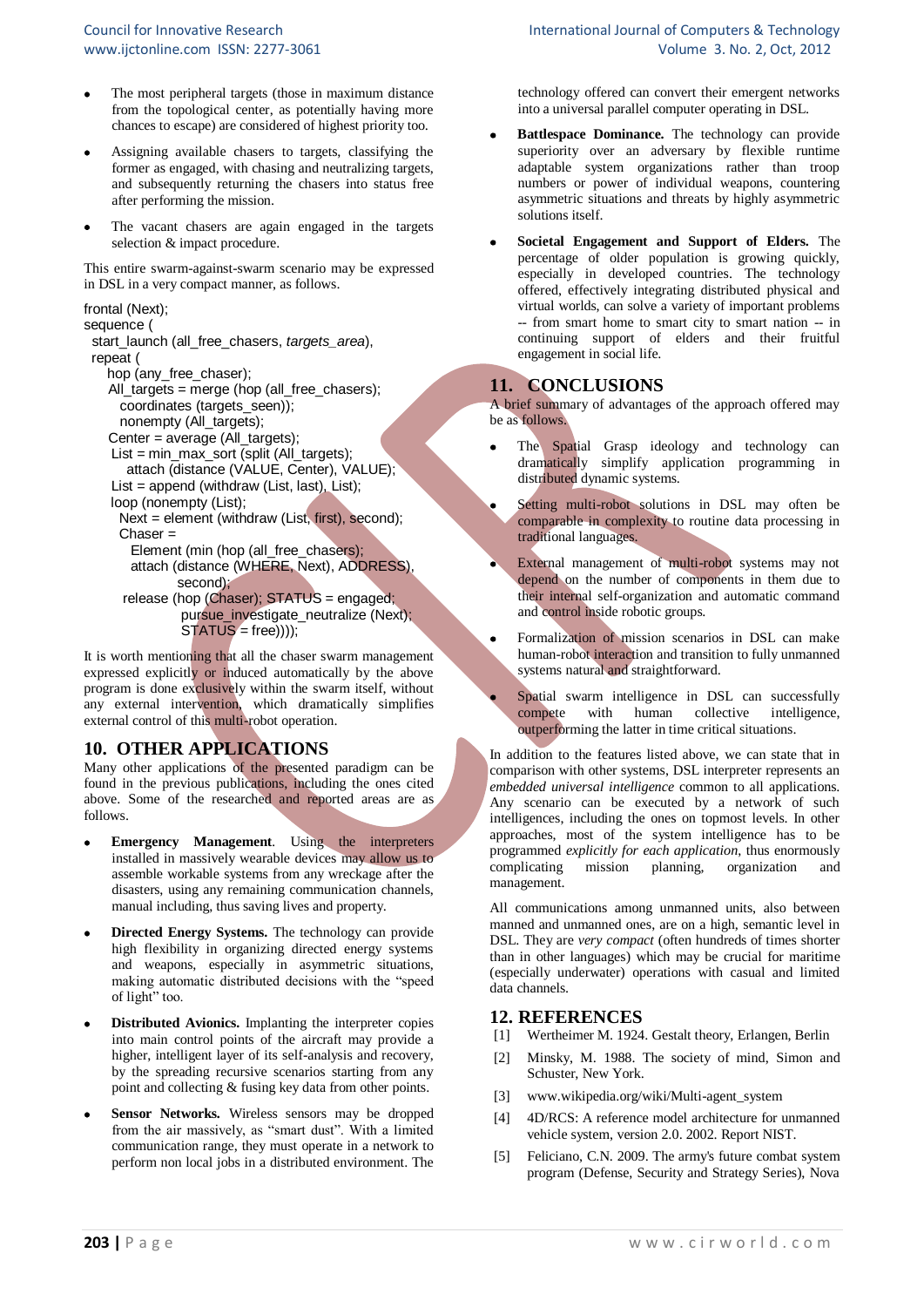- The most peripheral targets (those in maximum distance from the topological center, as potentially having more chances to escape) are considered of highest priority too.
- Assigning available chasers to targets, classifying the former as engaged, with chasing and neutralizing targets, and subsequently returning the chasers into status free after performing the mission.
- The vacant chasers are again engaged in the targets selection & impact procedure.

This entire swarm-against-swarm scenario may be expressed in DSL in a very compact manner, as follows.

```
frontal (Next);
sequence (
  start_launch (all_free_chasers, targets_area),
  repeat (
    hop (any_free_chaser);
    All_targets = merge (hop (all_free_chasers);
      coordinates (targets_seen));
      nonempty (All_targets);
    Center = average (All_targets);
     List = min_max_sort (split (All_targets);
       attach (distance (VALUE, Center), VALUE);
     List = append (withdraw (List, last), List);
     loop (nonempty (List);
       Next = element (withdraw (List, first), second);
       Chaser =
         Element (min (hop (all_free_chasers);
         attach (distance (WHERE, Next), ADDRESS),
               second);
      release (hop (Chaser); STATUS = engaged;
               pursue_investigate_neutralize (Next);
               STATUS = free))));
```

It is worth mentioning that all the chaser swarm management expressed explicitly or induced automatically by the above program is done exclusively within the swarm itself, without any external intervention, which dramatically simplifies external control of this multi-robot operation.

## 10. OTHER APPLICATIONS

Many other applications of the presented paradigm can be found in the previous publications, including the ones cited above. Some of the researched and reported areas are as follows.

- **Emergency Management**. Using the interpreters installed in massively wearable devices may allow us to assemble workable systems from any wreckage after the disasters, using any remaining communication channels, manual including, thus saving lives and property.
- **Directed Energy Systems.** The technology can provide high flexibility in organizing directed energy systems and weapons, especially in asymmetric situations, making automatic distributed decisions with the "speed of light" too.
- **Distributed Avionics.** Implanting the interpreter copies into main control points of the aircraft may provide a higher, intelligent layer of its self-analysis and recovery, by the spreading recursive scenarios starting from any point and collecting & fusing key data from other points.
- **Sensor Networks.** Wireless sensors may be dropped from the air massively, as "smart dust". With a limited communication range, they must operate in a network to perform non local jobs in a distributed environment. The technology offered can convert their emergent networks into a universal parallel computer operating in DSL.
- **Battlespace Dominance.** The technology can provide superiority over an adversary by flexible runtime adaptable system organizations rather than troop numbers or power of individual weapons, countering asymmetric situations and threats by highly asymmetric solutions itself.
- **Societal Engagement and Support of Elders.** The percentage of older population is growing quickly, especially in developed countries. The technology offered, effectively integrating distributed physical and virtual worlds, can solve a variety of important problems -- from smart home to smart city to smart nation -- in continuing support of elders and their fruitful engagement in social life.

## 11. CONCLUSIONS

A brief summary of advantages of the approach offered may be as follows.

- The Spatial Grasp ideology and technology can dramatically simplify application programming in distributed dynamic systems.
- Setting multi-robot solutions in DSL may often be comparable in complexity to routine data processing in traditional languages.
- External management of multi-robot systems may not depend on the number of components in them due to their internal self-organization and automatic command and control inside robotic groups.
- Formalization of mission scenarios in DSL can make human-robot interaction and transition to fully unmanned systems natural and straightforward.
- Spatial swarm intelligence in DSL can successfully compete with human collective intelligence, outperforming the latter in time critical situations.

In addition to the features listed above, we can state that in comparison with other systems, DSL interpreter represents an *embedded universal intelligence* common to all applications. Any scenario can be executed by a network of such intelligences, including the ones on topmost levels. In other approaches, most of the system intelligence has to be programmed *explicitly for each application*, thus enormously complicating mission planning, organization and management.

All communications among unmanned units, also between manned and unmanned ones, are on a high, semantic level in DSL. They are *very compact* (often hundreds of times shorter than in other languages) which may be crucial for maritime (especially underwater) operations with casual and limited data channels.

## 12. REFERENCES

[1] Wertheimer M. 1924. Gestalt theory, Erlangen, Berlin

[2] Minsky, M. 1988. The society of mind, Simon and Schuster, New York.

[3] www.wikipedia.org/wiki/Multi-agent_system

[4] 4D/RCS: A reference model architecture for unmanned vehicle system, version 2.0. 2002. Report NIST.

[5] Feliciano, C.N. 2009. The army's future combat system program (Defense, Security and Strategy Series), Nova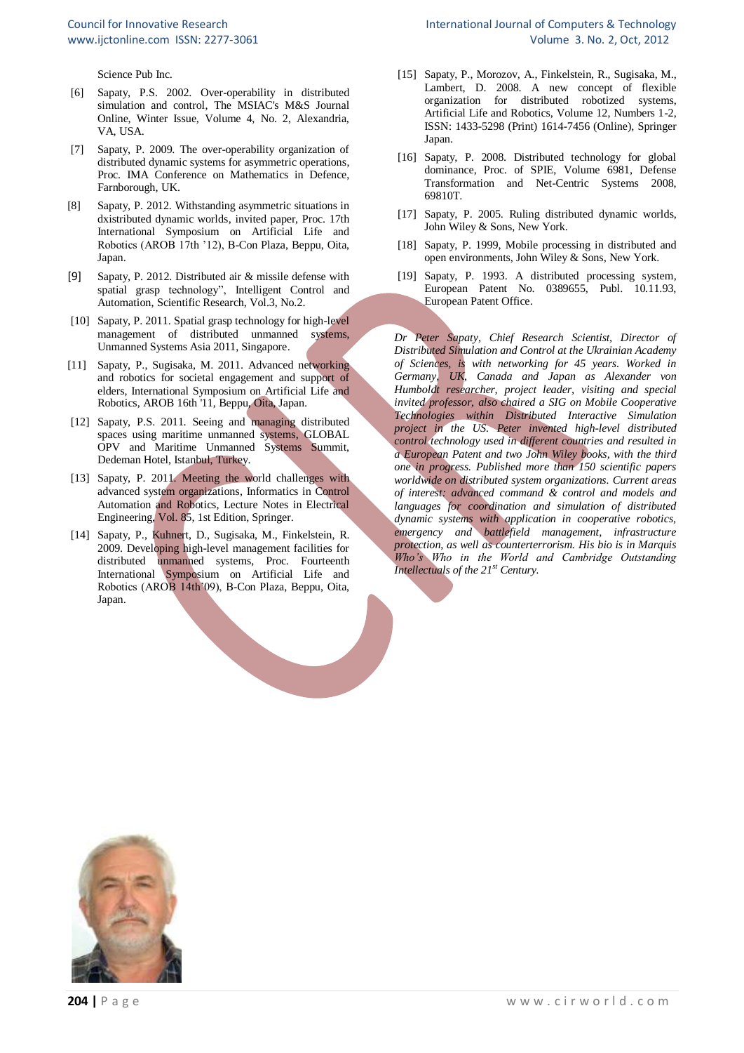Science Pub Inc.

[6] Sapaty, P.S. 2002. Over-operability in distributed simulation and control, The MSIAC's M&S Journal Online, Winter Issue, Volume 4, No. 2, Alexandria, VA, USA.

[7] Sapaty, P. 2009. The over-operability organization of distributed dynamic systems for asymmetric operations, Proc. IMA Conference on Mathematics in Defence, Farnborough, UK.

[8] Sapaty, P. 2012. Withstanding asymmetric situations in dxistributed dynamic worlds, invited paper, Proc. 17th International Symposium on Artificial Life and Robotics (AROB 17th '12), B-Con Plaza, Beppu, Oita, Japan.

[9] Sapaty, P. 2012. Distributed air & missile defense with spatial grasp technology", Intelligent Control and Automation, Scientific Research, Vol.3, No.2.

[10] Sapaty, P. 2011. Spatial grasp technology for high-level management of distributed unmanned systems, Unmanned Systems Asia 2011, Singapore.

[11] Sapaty, P., Sugisaka, M. 2011. Advanced networking and robotics for societal engagement and support of elders, International Symposium on Artificial Life and Robotics, AROB 16th '11, Beppu, Oita, Japan.

[12] Sapaty, P.S. 2011. Seeing and managing distributed spaces using maritime unmanned systems, GLOBAL OPV and Maritime Unmanned Systems Summit, Dedeman Hotel, Istanbul, Turkey.

[13] Sapaty, P. 2011. Meeting the world challenges with advanced system organizations, Informatics in Control Automation and Robotics, Lecture Notes in Electrical Engineering, Vol. 85, 1st Edition, Springer.

[14] Sapaty, P., Kuhnert, D., Sugisaka, M., Finkelstein, R. 2009. Developing high-level management facilities for distributed unmanned systems, Proc. Fourteenth International Symposium on Artificial Life and Robotics (AROB 14th'09), B-Con Plaza, Beppu, Oita, Japan.

[15] Sapaty, P., Morozov, A., Finkelstein, R., Sugisaka, M., Lambert, D. 2008. A new concept of flexible organization for distributed robotized systems, Artificial Life and Robotics, Volume 12, Numbers 1-2, ISSN: 1433-5298 (Print) 1614-7456 (Online), Springer Japan.

[16] Sapaty, P. 2008. Distributed technology for global dominance, Proc. of SPIE, Volume 6981, Defense Transformation and Net-Centric Systems 2008, 69810T.

[17] Sapaty, P. 2005. Ruling distributed dynamic worlds, John Wiley & Sons, New York.

[18] Sapaty, P. 1999, Mobile processing in distributed and open environments, John Wiley & Sons, New York.

[19] Sapaty, P. 1993. A distributed processing system, European Patent No. 0389655, Publ. 10.11.93, European Patent Office.

*Dr Peter Sapaty, Chief Research Scientist, Director of Distributed Simulation and Control at the Ukrainian Academy of Sciences, is with networking for 45 years. Worked in Germany, UK, Canada and Japan as Alexander von Humboldt researcher, project leader, visiting and special invited professor, also chaired a SIG on Mobile Cooperative Technologies within Distributed Interactive Simulation project in the US. Peter invented high-level distributed control technology used in different countries and resulted in a European Patent and two John Wiley books, with the third one in progress. Published more than 150 scientific papers worldwide on distributed system organizations. Current areas of interest: advanced command & control and models and languages for coordination and simulation of distributed dynamic systems with application in cooperative robotics, emergency and battlefield management, infrastructure protection, as well as counterterrorism. His bio is in Marquis Who's Who in the World and Cambridge Outstanding Intellectuals of the 21st Century.*